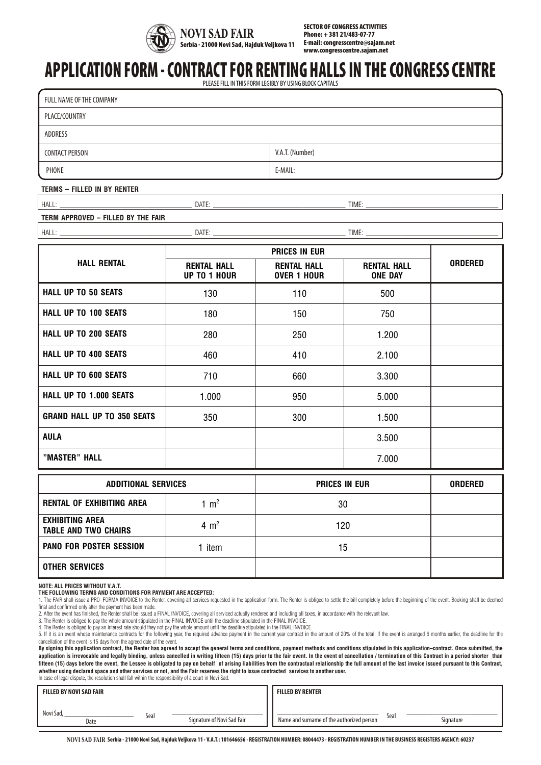**NOVI SAD FAIR**
Serbia - 21000 Novi Sad, Hajduk Veljkova 11

SECTOR OF CONGRESS ACTIVITIES
Phone: + 381 21/483-07-77
E-mail: congresscentre@sajam.net
www.congresscentre.sajam.net

# APPLICATION FORM - CONTRACT FOR RENTING HALLS IN THE CONGRESS CENTRE

PLEASE FILL IN THIS FORM LEGIBLY BY USING BLOCK CAPITALS

| FULL NAME OF THE COMPANY | |
|---|---|
| PLACE/COUNTRY | |
| ADDRESS | |
| CONTACT PERSON | V.A.T. (Number) |
| PHONE | E-MAIL: |

**TERMS – FILLED IN BY RENTER**

HALL: ____________________ DATE: ____________________ TIME: ____________________

**TERM APPROVED – FILLED BY THE FAIR**

HALL: ____________________ DATE: ____________________ TIME: ____________________

| HALL RENTAL | PRICES IN EUR | | | ORDERED |
|---|---|---|---|---|
| | RENTAL HALL UP TO 1 HOUR | RENTAL HALL OVER 1 HOUR | RENTAL HALL ONE DAY | |
| HALL UP TO 50 SEATS | 130 | 110 | 500 | |
| HALL UP TO 100 SEATS | 180 | 150 | 750 | |
| HALL UP TO 200 SEATS | 280 | 250 | 1.200 | |
| HALL UP TO 400 SEATS | 460 | 410 | 2.100 | |
| HALL UP TO 600 SEATS | 710 | 660 | 3.300 | |
| HALL UP TO 1.000 SEATS | 1.000 | 950 | 5.000 | |
| GRAND HALL UP TO 350 SEATS | 350 | 300 | 1.500 | |
| AULA | | | 3.500 | |
| "MASTER" HALL | | | 7.000 | |

| ADDITIONAL SERVICES | | PRICES IN EUR | ORDERED |
|---|---|---|---|
| RENTAL OF EXHIBITING AREA | 1 $m^2$ | 30 | |
| EXHIBITING AREA TABLE AND TWO CHAIRS | 4 $m^2$ | 120 | |
| PANO FOR POSTER SESSION | 1 item | 15 | |
| OTHER SERVICES | | | |

**NOTE: ALL PRICES WITHOUT V.A.T.**
**THE FOLLOWING TERMS AND CONDITIONS FOR PAYMENT ARE ACCEPTED:**

1. The FAIR shall issue a PRO–FORMA INVOICE to the Renter, covering all services requested in the application form. The Renter is obliged to settle the bill completely before the beginning of the event. Booking shall be deemed final and confirmed only after the payment has been made.
2. After the event has finished, the Renter shall be issued a FINAL INVOICE, covering all serviced actually rendered and including all taxes, in accordance with the relevant law.
3. The Renter is obliged to pay the whole amount stipulated in the FINAL INVOICE until the deadline stipulated in the FINAL INVOICE.
4. The Renter is obliged to pay an interest rate should they not pay the whole amount until the deadline stipulated in the FINAL INVOICE.
5. If it is an event whose maintenance contracts for the following year, the required advance payment in the current year contract in the amount of 20% of the total. If the event is arranged 6 months earlier, the deadline for the cancellation of the event is 15 days from the agreed date of the event.

**By signing this application contract, the Renter has agreed to accept the general terms and conditions, payment methods and conditions stipulated in this application–contract. Once submitted, the application is irrevocable and legally binding, unless cancelled in writing fifteen (15) days prior to the fair event. In the event of cancellation / termination of this Contract in a period shorter than fifteen (15) days before the event, the Lessee is obligated to pay on behalf of arising liabilities from the contractual relationship the full amount of the last invoice issued pursuant to this Contract, whether using declared space and other services or not, and the Fair reserves the right to issue contracted services to another user.**
In case of legal dispute, the resolution shall fall within the responsibility of a court in Novi Sad.

| FILLED BY NOVI SAD FAIR | FILLED BY RENTER |
|---|---|
| Novi Sad, ____________ Date — Seal — ____________ Signature of Novi Sad Fair | ____________ Name and surname of the authorized person — Seal — ____________ Signature |

NOVI SAD FAIR Serbia - 21000 Novi Sad, Hajduk Veljkova 11 · V.A.T.: 101646656 · REGISTRATION NUMBER: 08044473 · REGISTRATION NUMBER IN THE BUSINESS REGISTERS AGENCY: 60237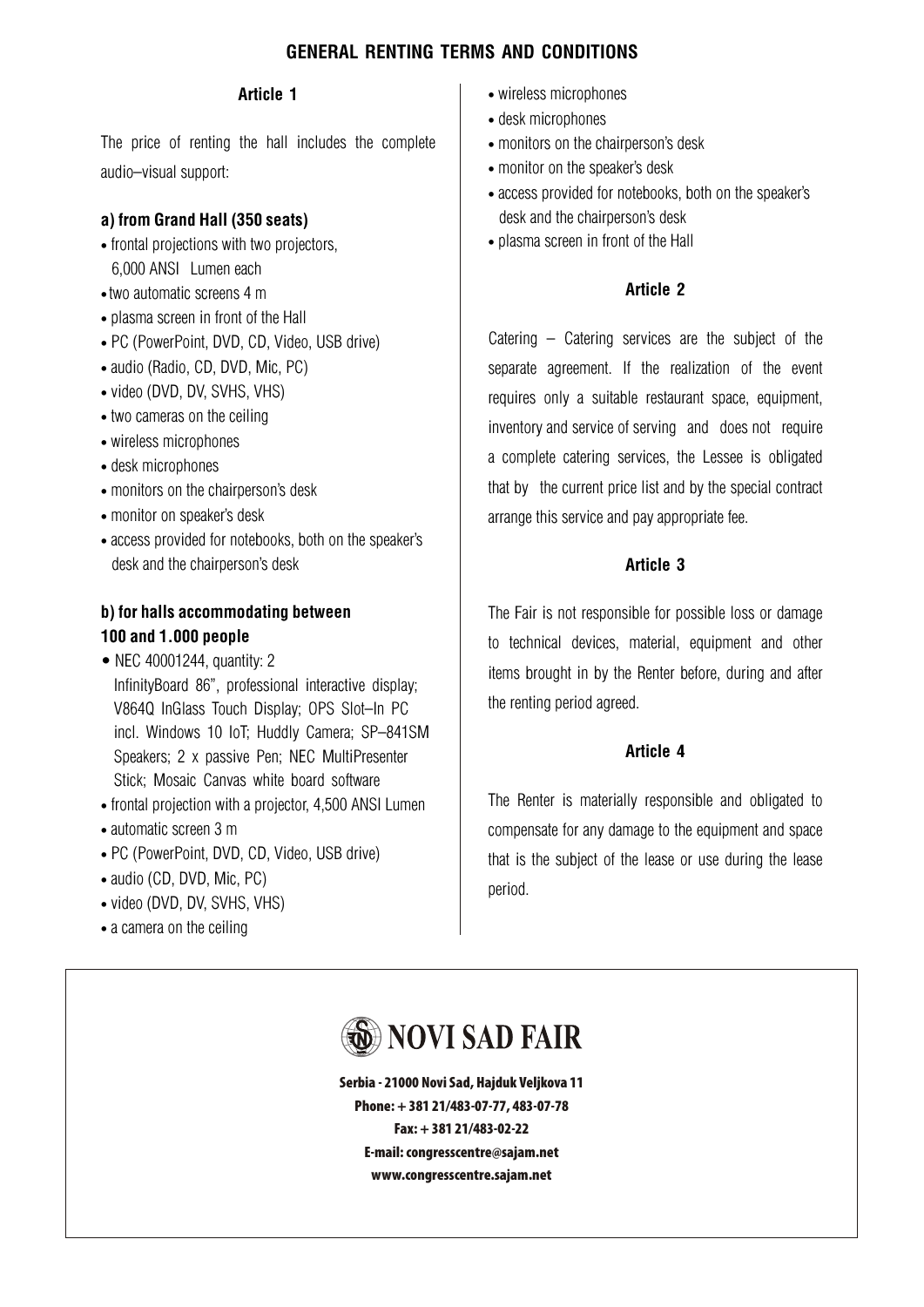# GENERAL RENTING TERMS AND CONDITIONS

### Article 1

The price of renting the hall includes the complete audio–visual support:

**a) from Grand Hall (350 seats)**

- frontal projections with two projectors, 6,000 ANSI Lumen each
- two automatic screens 4 m
- plasma screen in front of the Hall
- PC (PowerPoint, DVD, CD, Video, USB drive)
- audio (Radio, CD, DVD, Mic, PC)
- video (DVD, DV, SVHS, VHS)
- two cameras on the ceiling
- wireless microphones
- desk microphones
- monitors on the chairperson's desk
- monitor on speaker's desk
- access provided for notebooks, both on the speaker's desk and the chairperson's desk

**b) for halls accommodating between 100 and 1.000 people**

- NEC 40001244, quantity: 2 InfinityBoard 86", professional interactive display; V864Q InGlass Touch Display; OPS Slot–In PC incl. Windows 10 IoT; Huddly Camera; SP–841SM Speakers; 2 x passive Pen; NEC MultiPresenter Stick; Mosaic Canvas white board software
- frontal projection with a projector, 4,500 ANSI Lumen
- automatic screen 3 m
- PC (PowerPoint, DVD, CD, Video, USB drive)
- audio (CD, DVD, Mic, PC)
- video (DVD, DV, SVHS, VHS)
- a camera on the ceiling
- wireless microphones
- desk microphones
- monitors on the chairperson's desk
- monitor on the speaker's desk
- access provided for notebooks, both on the speaker's desk and the chairperson's desk
- plasma screen in front of the Hall

### Article 2

Catering – Catering services are the subject of the separate agreement. If the realization of the event requires only a suitable restaurant space, equipment, inventory and service of serving and does not require a complete catering services, the Lessee is obligated that by the current price list and by the special contract arrange this service and pay appropriate fee.

### Article 3

The Fair is not responsible for possible loss or damage to technical devices, material, equipment and other items brought in by the Renter before, during and after the renting period agreed.

### Article 4

The Renter is materially responsible and obligated to compensate for any damage to the equipment and space that is the subject of the lease or use during the lease period.

**NOVI SAD FAIR**

Serbia - 21000 Novi Sad, Hajduk Veljkova 11
Phone: + 381 21/483-07-77, 483-07-78
Fax: + 381 21/483-02-22
E-mail: congresscentre@sajam.net
www.congresscentre.sajam.net